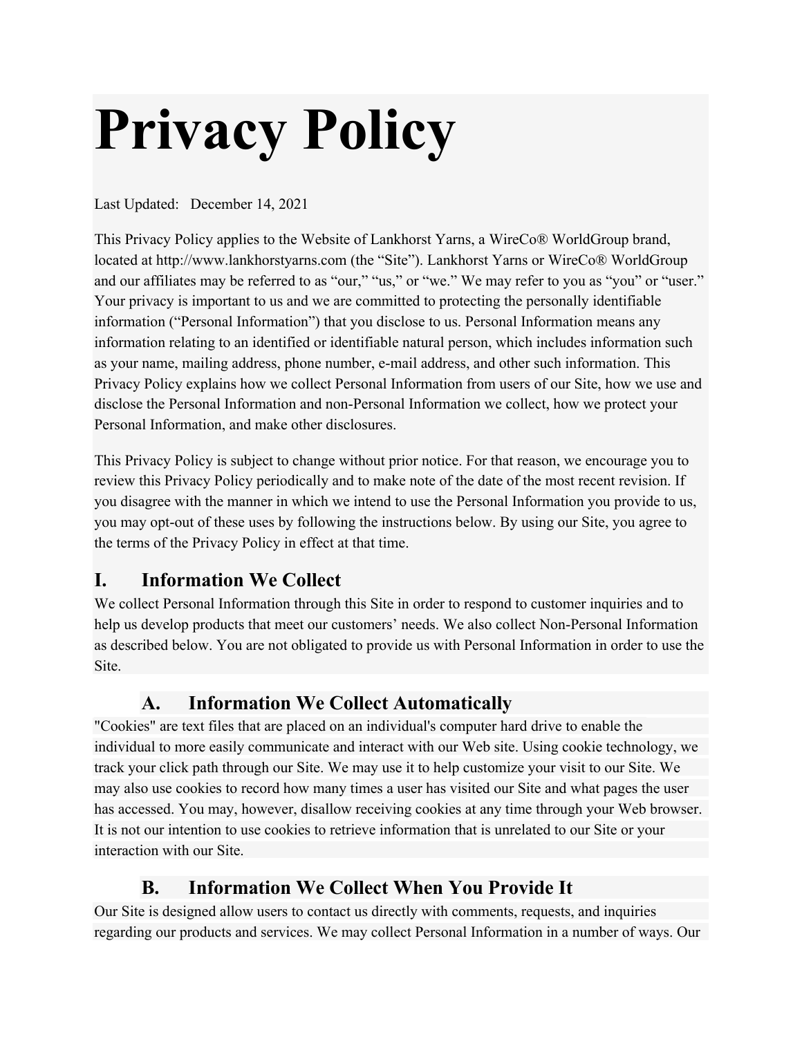# Privacy Policy

Last Updated: December 14, 2021

This Privacy Policy applies to the Website of Lankhorst Yarns, a WireCo® WorldGroup brand, located at http://www.lankhorstyarns.com (the "Site"). Lankhorst Yarns or WireCo® WorldGroup and our affiliates may be referred to as "our," "us," or "we." We may refer to you as "you" or "user." Your privacy is important to us and we are committed to protecting the personally identifiable information ("Personal Information") that you disclose to us. Personal Information means any information relating to an identified or identifiable natural person, which includes information such as your name, mailing address, phone number, e-mail address, and other such information. This Privacy Policy explains how we collect Personal Information from users of our Site, how we use and disclose the Personal Information and non-Personal Information we collect, how we protect your Personal Information, and make other disclosures.

This Privacy Policy is subject to change without prior notice. For that reason, we encourage you to review this Privacy Policy periodically and to make note of the date of the most recent revision. If you disagree with the manner in which we intend to use the Personal Information you provide to us, you may opt-out of these uses by following the instructions below. By using our Site, you agree to the terms of the Privacy Policy in effect at that time.

## I. Information We Collect

We collect Personal Information through this Site in order to respond to customer inquiries and to help us develop products that meet our customers' needs. We also collect Non-Personal Information as described below. You are not obligated to provide us with Personal Information in order to use the Site.

### A. Information We Collect Automatically

"Cookies" are text files that are placed on an individual's computer hard drive to enable the individual to more easily communicate and interact with our Web site. Using cookie technology, we track your click path through our Site. We may use it to help customize your visit to our Site. We may also use cookies to record how many times a user has visited our Site and what pages the user has accessed. You may, however, disallow receiving cookies at any time through your Web browser. It is not our intention to use cookies to retrieve information that is unrelated to our Site or your interaction with our Site.

### B. Information We Collect When You Provide It

Our Site is designed allow users to contact us directly with comments, requests, and inquiries regarding our products and services. We may collect Personal Information in a number of ways. Our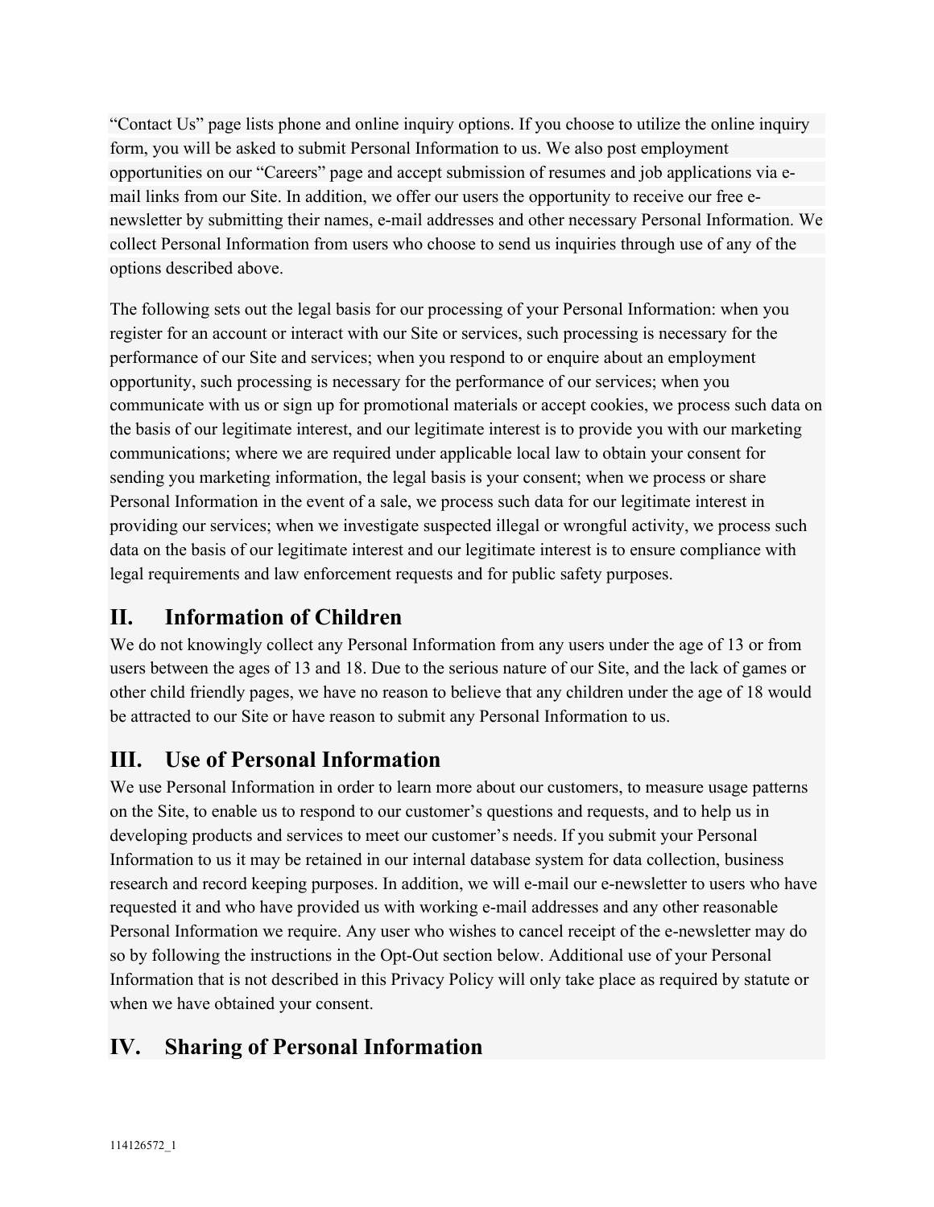“Contact Us” page lists phone and online inquiry options. If you choose to utilize the online inquiry form, you will be asked to submit Personal Information to us. We also post employment opportunities on our “Careers” page and accept submission of resumes and job applications via e-mail links from our Site. In addition, we offer our users the opportunity to receive our free e-newsletter by submitting their names, e-mail addresses and other necessary Personal Information. We collect Personal Information from users who choose to send us inquiries through use of any of the options described above.

The following sets out the legal basis for our processing of your Personal Information: when you register for an account or interact with our Site or services, such processing is necessary for the performance of our Site and services; when you respond to or enquire about an employment opportunity, such processing is necessary for the performance of our services; when you communicate with us or sign up for promotional materials or accept cookies, we process such data on the basis of our legitimate interest, and our legitimate interest is to provide you with our marketing communications; where we are required under applicable local law to obtain your consent for sending you marketing information, the legal basis is your consent; when we process or share Personal Information in the event of a sale, we process such data for our legitimate interest in providing our services; when we investigate suspected illegal or wrongful activity, we process such data on the basis of our legitimate interest and our legitimate interest is to ensure compliance with legal requirements and law enforcement requests and for public safety purposes.

## II. Information of Children

We do not knowingly collect any Personal Information from any users under the age of 13 or from users between the ages of 13 and 18. Due to the serious nature of our Site, and the lack of games or other child friendly pages, we have no reason to believe that any children under the age of 18 would be attracted to our Site or have reason to submit any Personal Information to us.

## III. Use of Personal Information

We use Personal Information in order to learn more about our customers, to measure usage patterns on the Site, to enable us to respond to our customer’s questions and requests, and to help us in developing products and services to meet our customer’s needs. If you submit your Personal Information to us it may be retained in our internal database system for data collection, business research and record keeping purposes. In addition, we will e-mail our e-newsletter to users who have requested it and who have provided us with working e-mail addresses and any other reasonable Personal Information we require. Any user who wishes to cancel receipt of the e-newsletter may do so by following the instructions in the Opt-Out section below. Additional use of your Personal Information that is not described in this Privacy Policy will only take place as required by statute or when we have obtained your consent.

## IV. Sharing of Personal Information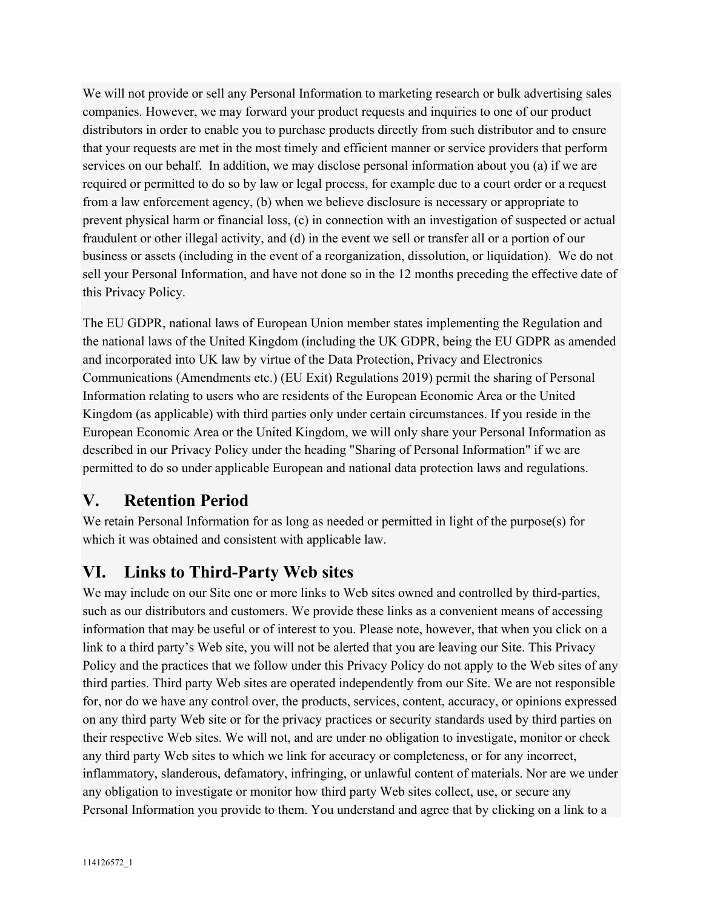We will not provide or sell any Personal Information to marketing research or bulk advertising sales companies. However, we may forward your product requests and inquiries to one of our product distributors in order to enable you to purchase products directly from such distributor and to ensure that your requests are met in the most timely and efficient manner or service providers that perform services on our behalf. In addition, we may disclose personal information about you (a) if we are required or permitted to do so by law or legal process, for example due to a court order or a request from a law enforcement agency, (b) when we believe disclosure is necessary or appropriate to prevent physical harm or financial loss, (c) in connection with an investigation of suspected or actual fraudulent or other illegal activity, and (d) in the event we sell or transfer all or a portion of our business or assets (including in the event of a reorganization, dissolution, or liquidation). We do not sell your Personal Information, and have not done so in the 12 months preceding the effective date of this Privacy Policy.

The EU GDPR, national laws of European Union member states implementing the Regulation and the national laws of the United Kingdom (including the UK GDPR, being the EU GDPR as amended and incorporated into UK law by virtue of the Data Protection, Privacy and Electronics Communications (Amendments etc.) (EU Exit) Regulations 2019) permit the sharing of Personal Information relating to users who are residents of the European Economic Area or the United Kingdom (as applicable) with third parties only under certain circumstances. If you reside in the European Economic Area or the United Kingdom, we will only share your Personal Information as described in our Privacy Policy under the heading "Sharing of Personal Information" if we are permitted to do so under applicable European and national data protection laws and regulations.

## V. Retention Period

We retain Personal Information for as long as needed or permitted in light of the purpose(s) for which it was obtained and consistent with applicable law.

## VI. Links to Third-Party Web sites

We may include on our Site one or more links to Web sites owned and controlled by third-parties, such as our distributors and customers. We provide these links as a convenient means of accessing information that may be useful or of interest to you. Please note, however, that when you click on a link to a third party's Web site, you will not be alerted that you are leaving our Site. This Privacy Policy and the practices that we follow under this Privacy Policy do not apply to the Web sites of any third parties. Third party Web sites are operated independently from our Site. We are not responsible for, nor do we have any control over, the products, services, content, accuracy, or opinions expressed on any third party Web site or for the privacy practices or security standards used by third parties on their respective Web sites. We will not, and are under no obligation to investigate, monitor or check any third party Web sites to which we link for accuracy or completeness, or for any incorrect, inflammatory, slanderous, defamatory, infringing, or unlawful content of materials. Nor are we under any obligation to investigate or monitor how third party Web sites collect, use, or secure any Personal Information you provide to them. You understand and agree that by clicking on a link to a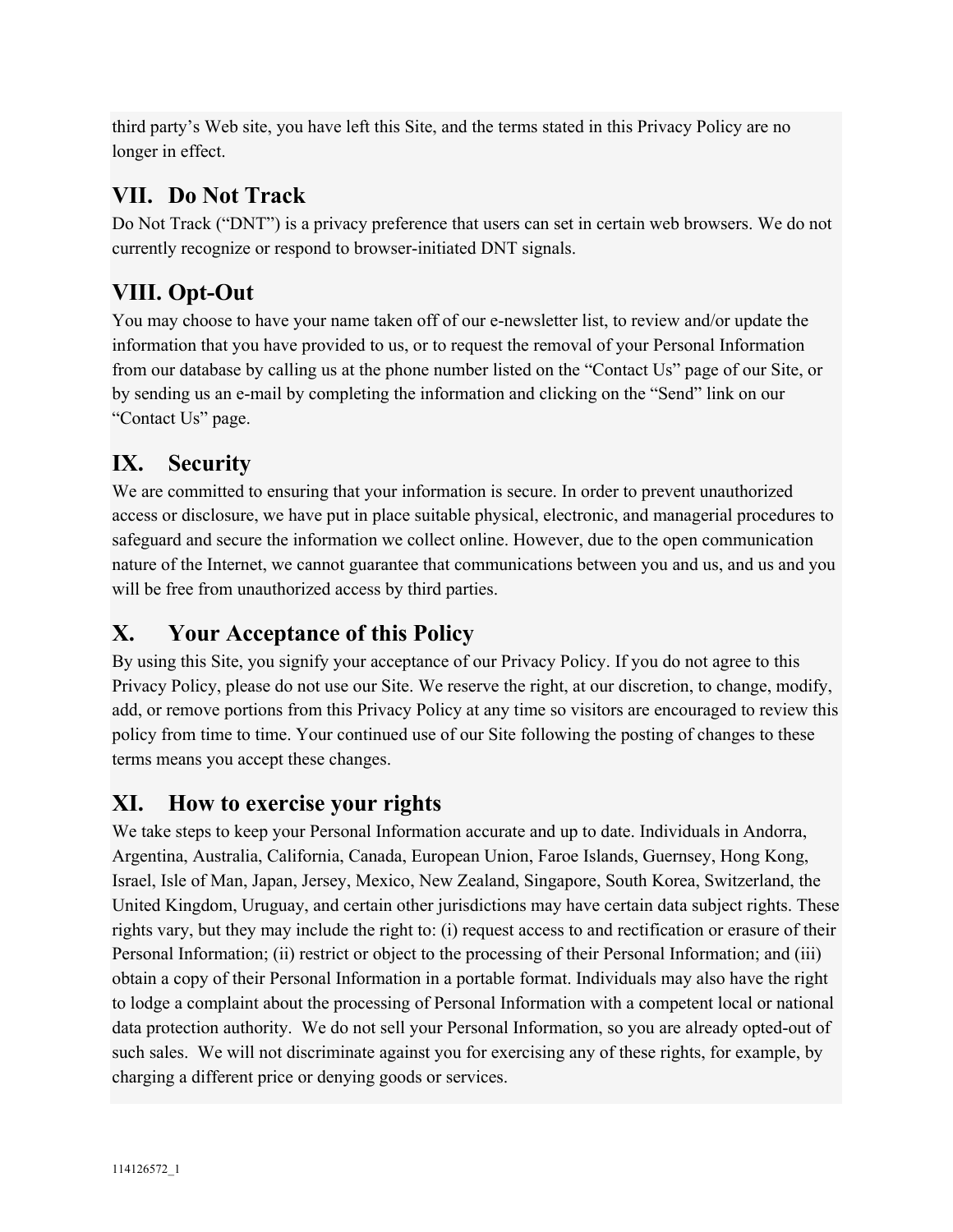third party's Web site, you have left this Site, and the terms stated in this Privacy Policy are no longer in effect.

## VII. Do Not Track

Do Not Track ("DNT") is a privacy preference that users can set in certain web browsers. We do not currently recognize or respond to browser-initiated DNT signals.

## VIII. Opt-Out

You may choose to have your name taken off of our e-newsletter list, to review and/or update the information that you have provided to us, or to request the removal of your Personal Information from our database by calling us at the phone number listed on the "Contact Us" page of our Site, or by sending us an e-mail by completing the information and clicking on the "Send" link on our "Contact Us" page.

## IX. Security

We are committed to ensuring that your information is secure. In order to prevent unauthorized access or disclosure, we have put in place suitable physical, electronic, and managerial procedures to safeguard and secure the information we collect online. However, due to the open communication nature of the Internet, we cannot guarantee that communications between you and us, and us and you will be free from unauthorized access by third parties.

## X. Your Acceptance of this Policy

By using this Site, you signify your acceptance of our Privacy Policy. If you do not agree to this Privacy Policy, please do not use our Site. We reserve the right, at our discretion, to change, modify, add, or remove portions from this Privacy Policy at any time so visitors are encouraged to review this policy from time to time. Your continued use of our Site following the posting of changes to these terms means you accept these changes.

## XI. How to exercise your rights

We take steps to keep your Personal Information accurate and up to date. Individuals in Andorra, Argentina, Australia, California, Canada, European Union, Faroe Islands, Guernsey, Hong Kong, Israel, Isle of Man, Japan, Jersey, Mexico, New Zealand, Singapore, South Korea, Switzerland, the United Kingdom, Uruguay, and certain other jurisdictions may have certain data subject rights. These rights vary, but they may include the right to: (i) request access to and rectification or erasure of their Personal Information; (ii) restrict or object to the processing of their Personal Information; and (iii) obtain a copy of their Personal Information in a portable format. Individuals may also have the right to lodge a complaint about the processing of Personal Information with a competent local or national data protection authority. We do not sell your Personal Information, so you are already opted-out of such sales. We will not discriminate against you for exercising any of these rights, for example, by charging a different price or denying goods or services.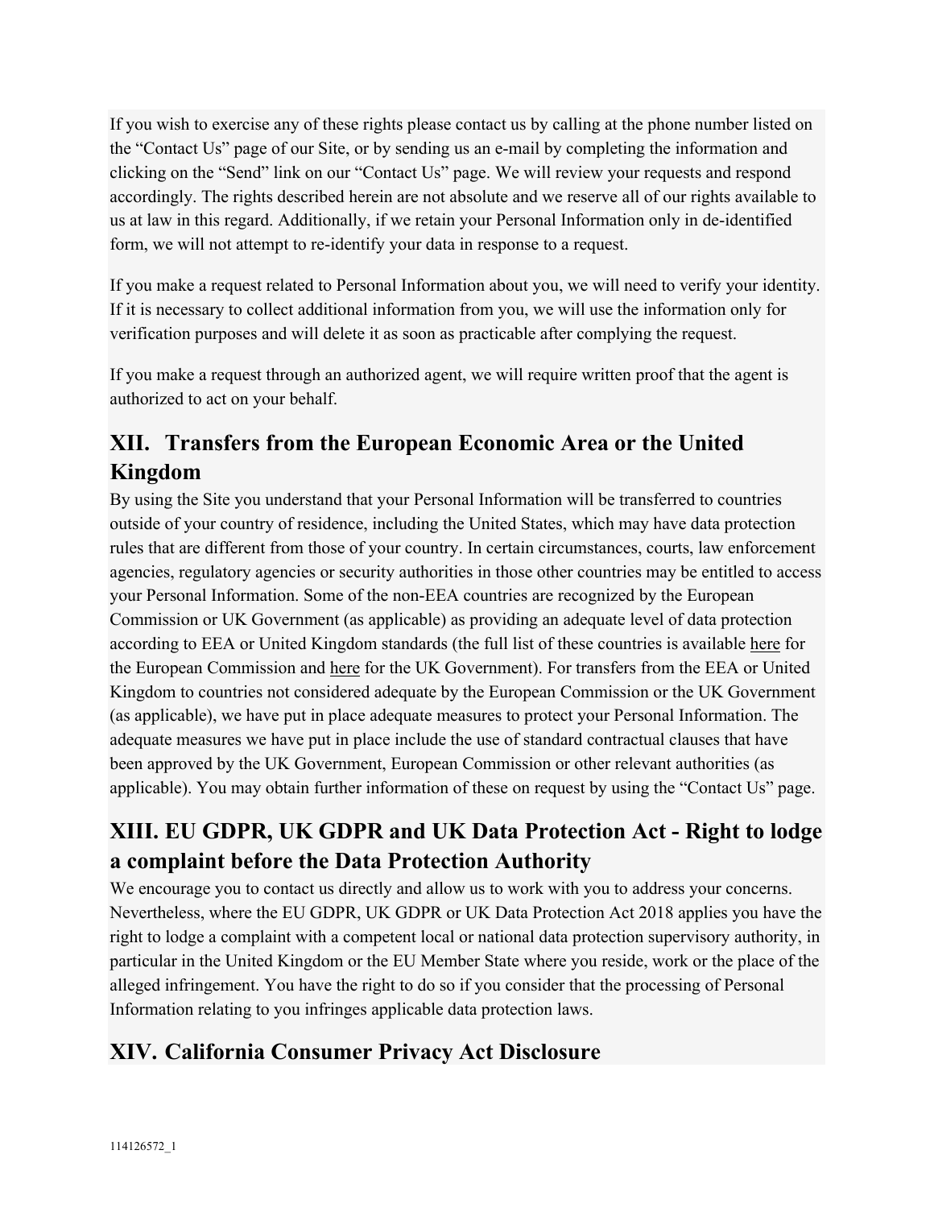If you wish to exercise any of these rights please contact us by calling at the phone number listed on the "Contact Us" page of our Site, or by sending us an e-mail by completing the information and clicking on the "Send" link on our "Contact Us" page. We will review your requests and respond accordingly. The rights described herein are not absolute and we reserve all of our rights available to us at law in this regard. Additionally, if we retain your Personal Information only in de-identified form, we will not attempt to re-identify your data in response to a request.

If you make a request related to Personal Information about you, we will need to verify your identity. If it is necessary to collect additional information from you, we will use the information only for verification purposes and will delete it as soon as practicable after complying the request.

If you make a request through an authorized agent, we will require written proof that the agent is authorized to act on your behalf.

## XII. Transfers from the European Economic Area or the United Kingdom

By using the Site you understand that your Personal Information will be transferred to countries outside of your country of residence, including the United States, which may have data protection rules that are different from those of your country. In certain circumstances, courts, law enforcement agencies, regulatory agencies or security authorities in those other countries may be entitled to access your Personal Information. Some of the non-EEA countries are recognized by the European Commission or UK Government (as applicable) as providing an adequate level of data protection according to EEA or United Kingdom standards (the full list of these countries is available here for the European Commission and here for the UK Government). For transfers from the EEA or United Kingdom to countries not considered adequate by the European Commission or the UK Government (as applicable), we have put in place adequate measures to protect your Personal Information. The adequate measures we have put in place include the use of standard contractual clauses that have been approved by the UK Government, European Commission or other relevant authorities (as applicable). You may obtain further information of these on request by using the "Contact Us" page.

## XIII. EU GDPR, UK GDPR and UK Data Protection Act - Right to lodge a complaint before the Data Protection Authority

We encourage you to contact us directly and allow us to work with you to address your concerns. Nevertheless, where the EU GDPR, UK GDPR or UK Data Protection Act 2018 applies you have the right to lodge a complaint with a competent local or national data protection supervisory authority, in particular in the United Kingdom or the EU Member State where you reside, work or the place of the alleged infringement. You have the right to do so if you consider that the processing of Personal Information relating to you infringes applicable data protection laws.

## XIV. California Consumer Privacy Act Disclosure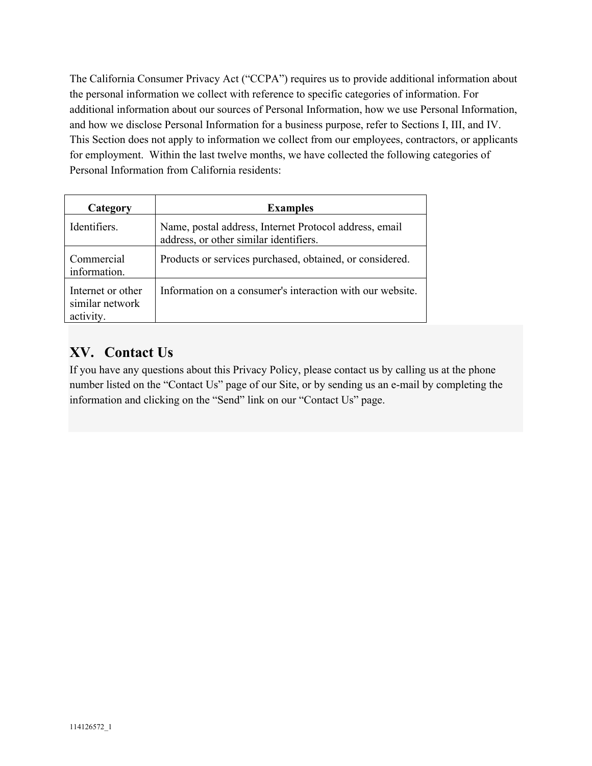The California Consumer Privacy Act ("CCPA") requires us to provide additional information about the personal information we collect with reference to specific categories of information. For additional information about our sources of Personal Information, how we use Personal Information, and how we disclose Personal Information for a business purpose, refer to Sections I, III, and IV. This Section does not apply to information we collect from our employees, contractors, or applicants for employment. Within the last twelve months, we have collected the following categories of Personal Information from California residents:

| Category | Examples |
|---|---|
| Identifiers. | Name, postal address, Internet Protocol address, email address, or other similar identifiers. |
| Commercial information. | Products or services purchased, obtained, or considered. |
| Internet or other similar network activity. | Information on a consumer's interaction with our website. |

## XV. Contact Us

If you have any questions about this Privacy Policy, please contact us by calling us at the phone number listed on the "Contact Us" page of our Site, or by sending us an e-mail by completing the information and clicking on the "Send" link on our "Contact Us" page.